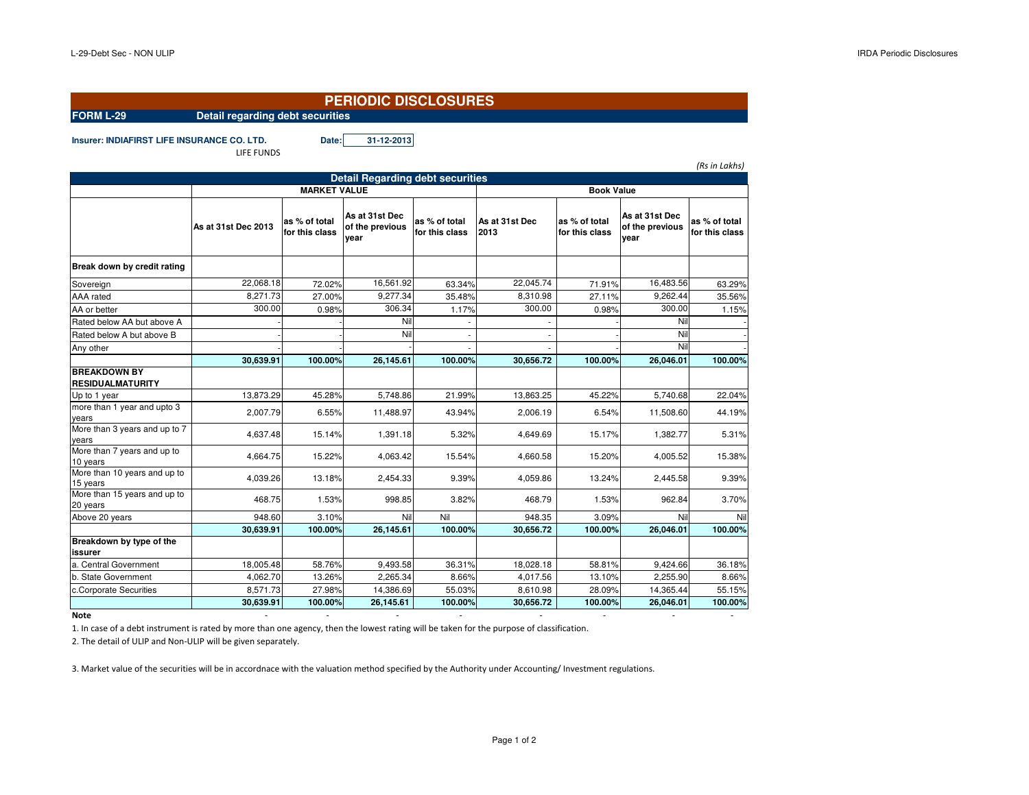# PERIODIC DISCLOSURES

**FORM L-29** **Detail regarding debt securities**

**Insurer: INDIAFIRST LIFE INSURANCE CO. LTD.** **Date:** **31-12-2013**

LIFE FUNDS

*(Rs in Lakhs)*

| Detail Regarding debt securities | MARKET VALUE | | | | Book Value | | | |
|---|---|---|---|---|---|---|---|---|
| | As at 31st Dec 2013 | as % of total for this class | As at 31st Dec of the previous year | as % of total for this class | As at 31st Dec 2013 | as % of total for this class | As at 31st Dec of the previous year | as % of total for this class |
| **Break down by credit rating** | | | | | | | | |
| Sovereign | 22,068.18 | 72.02% | 16,561.92 | 63.34% | 22,045.74 | 71.91% | 16,483.56 | 63.29% |
| AAA rated | 8,271.73 | 27.00% | 9,277.34 | 35.48% | 8,310.98 | 27.11% | 9,262.44 | 35.56% |
| AA or better | 300.00 | 0.98% | 306.34 | 1.17% | 300.00 | 0.98% | 300.00 | 1.15% |
| Rated below AA but above A | - | - | Nil | - | - | - | Nil | - |
| Rated below A but above B | - | - | Nil | - | - | - | Nil | - |
| Any other | - | - | - | - | - | - | Nil | - |
| | **30,639.91** | **100.00%** | **26,145.61** | **100.00%** | **30,656.72** | **100.00%** | **26,046.01** | **100.00%** |
| **BREAKDOWN BY RESIDUALMATURITY** | | | | | | | | |
| Up to 1 year | 13,873.29 | 45.28% | 5,748.86 | 21.99% | 13,863.25 | 45.22% | 5,740.68 | 22.04% |
| more than 1 year and upto 3 years | 2,007.79 | 6.55% | 11,488.97 | 43.94% | 2,006.19 | 6.54% | 11,508.60 | 44.19% |
| More than 3 years and up to 7 years | 4,637.48 | 15.14% | 1,391.18 | 5.32% | 4,649.69 | 15.17% | 1,382.77 | 5.31% |
| More than 7 years and up to 10 years | 4,664.75 | 15.22% | 4,063.42 | 15.54% | 4,660.58 | 15.20% | 4,005.52 | 15.38% |
| More than 10 years and up to 15 years | 4,039.26 | 13.18% | 2,454.33 | 9.39% | 4,059.86 | 13.24% | 2,445.58 | 9.39% |
| More than 15 years and up to 20 years | 468.75 | 1.53% | 998.85 | 3.82% | 468.79 | 1.53% | 962.84 | 3.70% |
| Above 20 years | 948.60 | 3.10% | Nil | Nil | 948.35 | 3.09% | Nil | Nil |
| | **30,639.91** | **100.00%** | **26,145.61** | **100.00%** | **30,656.72** | **100.00%** | **26,046.01** | **100.00%** |
| **Breakdown by type of the issurer** | | | | | | | | |
| a. Central Government | 18,005.48 | 58.76% | 9,493.58 | 36.31% | 18,028.18 | 58.81% | 9,424.66 | 36.18% |
| b. State Government | 4,062.70 | 13.26% | 2,265.34 | 8.66% | 4,017.56 | 13.10% | 2,255.90 | 8.66% |
| c.Corporate Securities | 8,571.73 | 27.98% | 14,386.69 | 55.03% | 8,610.98 | 28.09% | 14,365.44 | 55.15% |
| | **30,639.91** | **100.00%** | **26,145.61** | **100.00%** | **30,656.72** | **100.00%** | **26,046.01** | **100.00%** |

**Note**

1. In case of a debt instrument is rated by more than one agency, then the lowest rating will be taken for the purpose of classification.
2. The detail of ULIP and Non-ULIP will be given separately.
3. Market value of the securities will be in accordnace with the valuation method specified by the Authority under Accounting/ Investment regulations.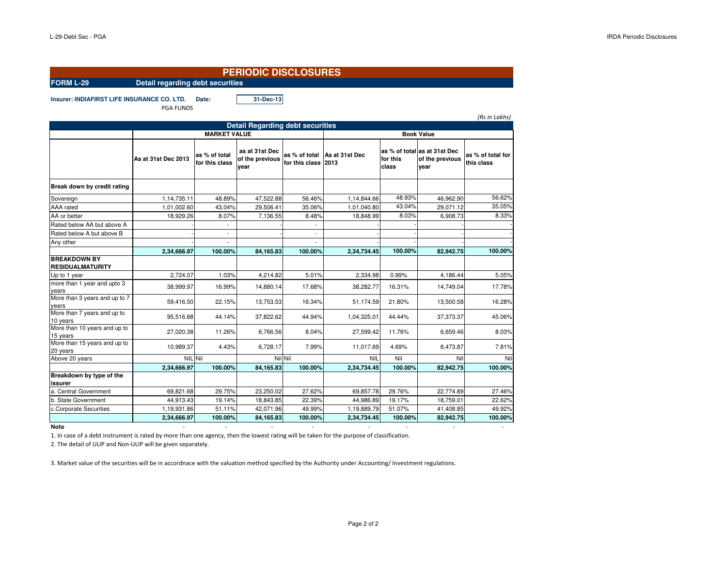# PERIODIC DISCLOSURES

**FORM L-29** **Detail regarding debt securities**

**Insurer: INDIAFIRST LIFE INSURANCE CO. LTD.** **Date:** **31-Dec-13**

PGA FUNDS

*(Rs in Lakhs)*

| Detail Regarding debt securities | | | | | | | | |
|---|---|---|---|---|---|---|---|---|
| | MARKET VALUE | | | | Book Value | | | |
| | As at 31st Dec 2013 | as % of total for this class | as at 31st Dec of the previous year | as % of total for this class | As at 31st Dec 2013 | as % of total for this class | as at 31st Dec of the previous year | as % of total for this class |
| **Break down by credit rating** | | | | | | | | |
| Sovereign | 1,14,735.11 | 48.89% | 47,522.88 | 56.46% | 1,14,844.66 | 48.93% | 46,962.90 | 56.62% |
| AAA rated | 1,01,002.60 | 43.04% | 29,506.41 | 35.06% | 1,01,040.80 | 43.04% | 29,071.12 | 35.05% |
| AA or better | 18,929.26 | 8.07% | 7,136.55 | 8.48% | 18,848.99 | 8.03% | 6,908.73 | 8.33% |
| Rated below AA but above A | - | - | - | - | - | - | - | - |
| Rated below A but above B | - | - | - | - | - | - | - | - |
| Any other | - | - | | - | - | - | - | - |
| | **2,34,666.97** | **100.00%** | **84,165.83** | **100.00%** | **2,34,734.45** | **100.00%** | **82,942.75** | **100.00%** |
| **BREAKDOWN BY RESIDUALMATURITY** | | | | | | | | |
| Up to 1 year | 2,724.07 | 1.03% | 4,214.82 | 5.01% | 2,334.98 | 0.99% | 4,186.44 | 5.05% |
| more than 1 year and upto 3 years | 38,999.97 | 16.99% | 14,880.14 | 17.68% | 38,282.77 | 16.31% | 14,749.04 | 17.78% |
| More than 3 years and up to 7 years | 59,416.50 | 22.15% | 13,753.53 | 16.34% | 51,174.59 | 21.80% | 13,500.58 | 16.28% |
| More than 7 years and up to 10 years | 95,516.68 | 44.14% | 37,822.62 | 44.94% | 1,04,325.01 | 44.44% | 37,373.37 | 45.06% |
| More than 10 years and up to 15 years | 27,020.38 | 11.26% | 6,766.56 | 8.04% | 27,599.42 | 11.76% | 6,659.46 | 8.03% |
| More than 15 years and up to 20 years | 10,989.37 | 4.43% | 6,728.17 | 7.99% | 11,017.69 | 4.69% | 6,473.87 | 7.81% |
| Above 20 years | NIL | Nil | Nil | Nil | NIL | Nil | Nil | Nil |
| | **2,34,666.97** | **100.00%** | **84,165.83** | **100.00%** | **2,34,734.45** | **100.00%** | **82,942.75** | **100.00%** |
| **Breakdown by type of the issurer** | | | | | | | | |
| a. Central Government | 69,821.68 | 29.75% | 23,250.02 | 27.62% | 69,857.78 | 29.76% | 22,774.89 | 27.46% |
| b. State Government | 44,913.43 | 19.14% | 18,843.85 | 22.39% | 44,986.89 | 19.17% | 18,759.01 | 22.62% |
| c.Corporate Securities | 1,19,931.86 | 51.11% | 42,071.96 | 49.99% | 1,19,889.79 | 51.07% | 41,408.85 | 49.92% |
| | **2,34,666.97** | **100.00%** | **84,165.83** | **100.00%** | **2,34,734.45** | **100.00%** | **82,942.75** | **100.00%** |

**Note**

1. In case of a debt instrument is rated by more than one agency, then the lowest rating will be taken for the purpose of classification.
2. The detail of ULIP and Non-ULIP will be given separately.
3. Market value of the securities will be in accordnace with the valuation method specified by the Authority under Accounting/ Investment regulations.